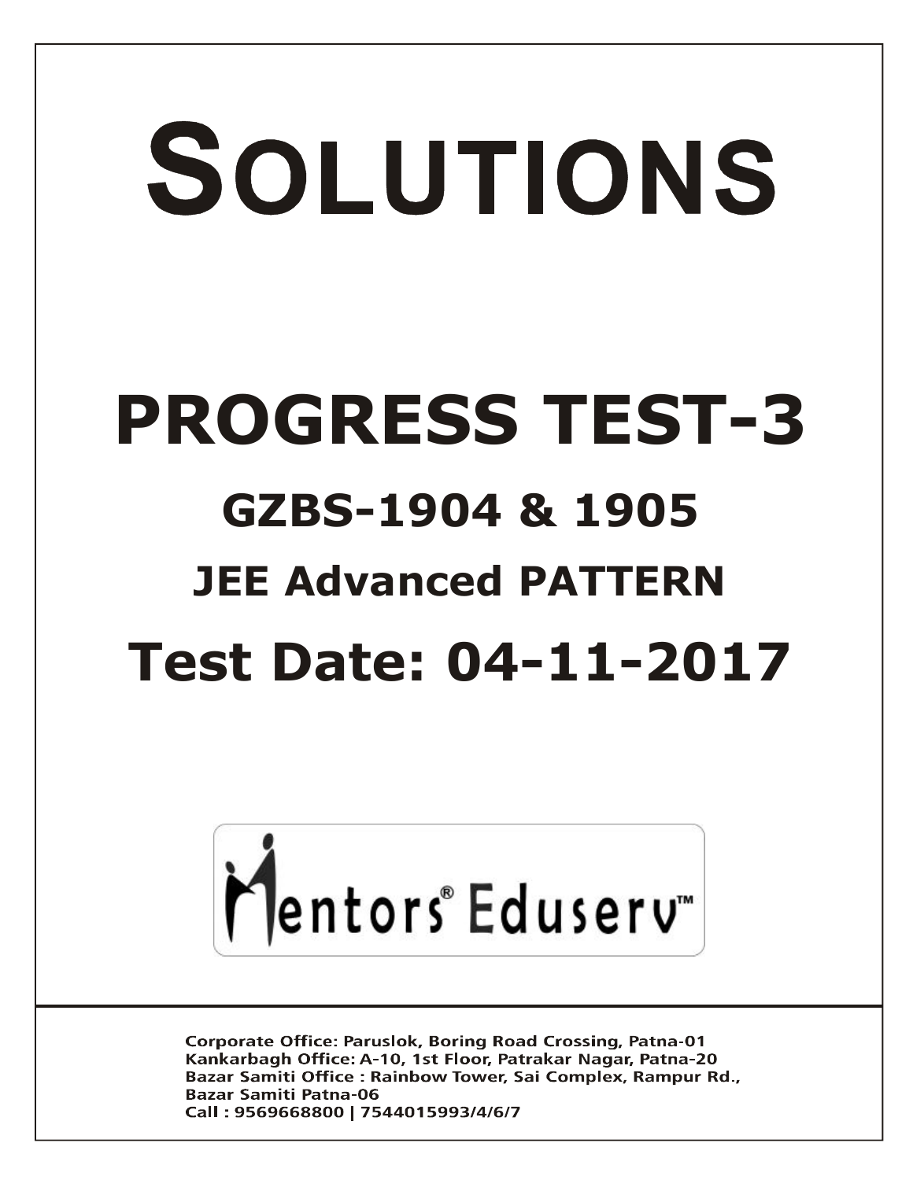# SOLUTIONS

# PROGRESS TEST-3

## GZBS-1904 & 1905

## JEE Advanced PATTERN

## Test Date: 04-11-2017

Mentors® Eduserv™

Corporate Office: Paruslok, Boring Road Crossing, Patna-01
Kankarbagh Office: A-10, 1st Floor, Patrakar Nagar, Patna-20
Bazar Samiti Office : Rainbow Tower, Sai Complex, Rampur Rd., Bazar Samiti Patna-06
Call : 9569668800 | 7544015993/4/6/7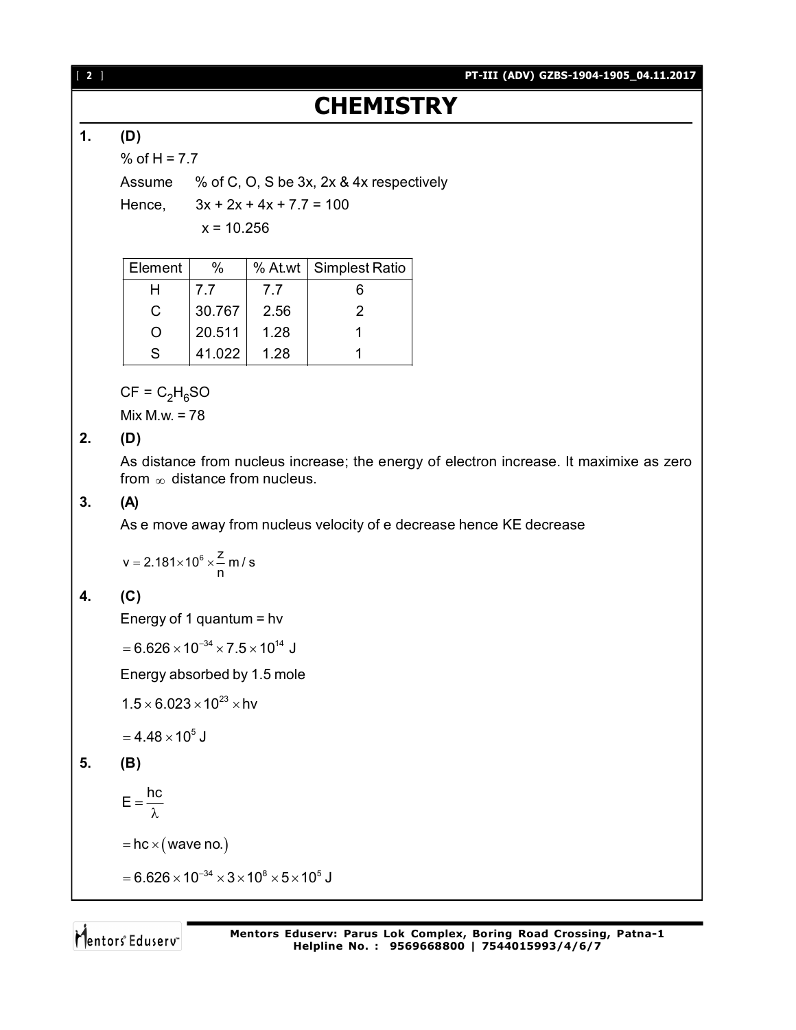# CHEMISTRY

**1. (D)**

% of H = 7.7

Assume % of C, O, S be 3x, 2x & 4x respectively

Hence, 3x + 2x + 4x + 7.7 = 100

x = 10.256

| Element | % | % At.wt | Simplest Ratio |
|---|---|---|---|
| H | 7.7 | 7.7 | 6 |
| C | 30.767 | 2.56 | 2 |
| O | 20.511 | 1.28 | 1 |
| S | 41.022 | 1.28 | 1 |

CF = $C_2H_6SO$

Mix M.w. = 78

**2. (D)**

As distance from nucleus increase; the energy of electron increase. It maximixe as zero from $\infty$ distance from nucleus.

**3. (A)**

As e move away from nucleus velocity of e decrease hence KE decrease

$$v = 2.181 \times 10^6 \times \frac{z}{n} \text{ m/s}$$

**4. (C)**

Energy of 1 quantum = hv

$$= 6.626 \times 10^{-34} \times 7.5 \times 10^{14} \text{ J}$$

Energy absorbed by 1.5 mole

$$1.5 \times 6.023 \times 10^{23} \times hv$$

$$= 4.48 \times 10^5 \text{ J}$$

**5. (B)**

$$E = \frac{hc}{\lambda}$$

$$= hc \times (\text{wave no.})$$

$$= 6.626 \times 10^{-34} \times 3 \times 10^8 \times 5 \times 10^5 \text{ J}$$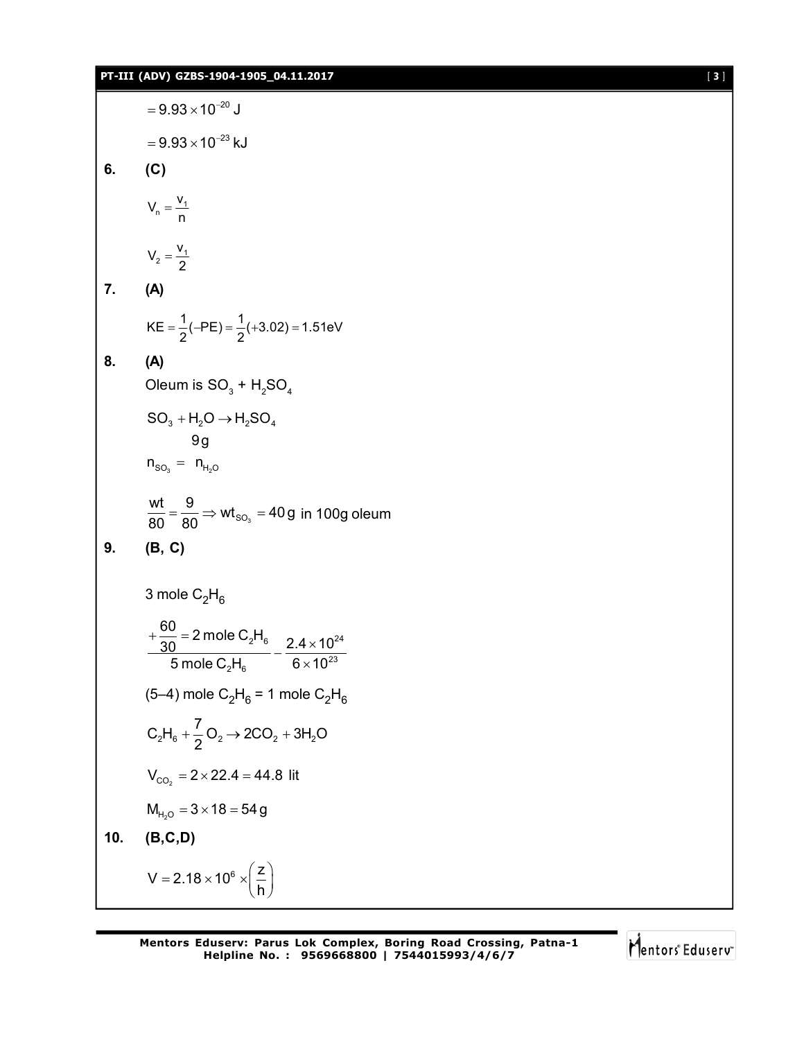$$= 9.93 \times 10^{-20}\ \text{J}$$

$$= 9.93 \times 10^{-23}\ \text{kJ}$$

**6. (C)**

$$V_n = \frac{v_1}{n}$$

$$V_2 = \frac{v_1}{2}$$

**7. (A)**

$$KE = \frac{1}{2}(-PE) = \frac{1}{2}(+3.02) = 1.51\text{eV}$$

**8. (A)**

Oleum is $SO_3$ + $H_2SO_4$

$$SO_3 + H_2O \rightarrow H_2SO_4$$
$$9\text{g}$$

$$n_{SO_3} = n_{H_2O}$$

$$\frac{wt}{80} = \frac{9}{80} \Rightarrow wt_{SO_3} = 40\,\text{g} \text{ in 100g oleum}$$

**9. (B, C)**

3 mole $C_2H_6$

$$\frac{+\dfrac{60}{30} = 2 \text{ mole } C_2H_6}{5 \text{ mole } C_2H_6} - \frac{2.4 \times 10^{24}}{6 \times 10^{23}}$$

(5–4) mole $C_2H_6$ = 1 mole $C_2H_6$

$$C_2H_6 + \frac{7}{2}O_2 \rightarrow 2CO_2 + 3H_2O$$

$$V_{CO_2} = 2 \times 22.4 = 44.8 \text{ lit}$$

$$M_{H_2O} = 3 \times 18 = 54\,\text{g}$$

**10. (B,C,D)**

$$V = 2.18 \times 10^6 \times \left(\frac{z}{h}\right)$$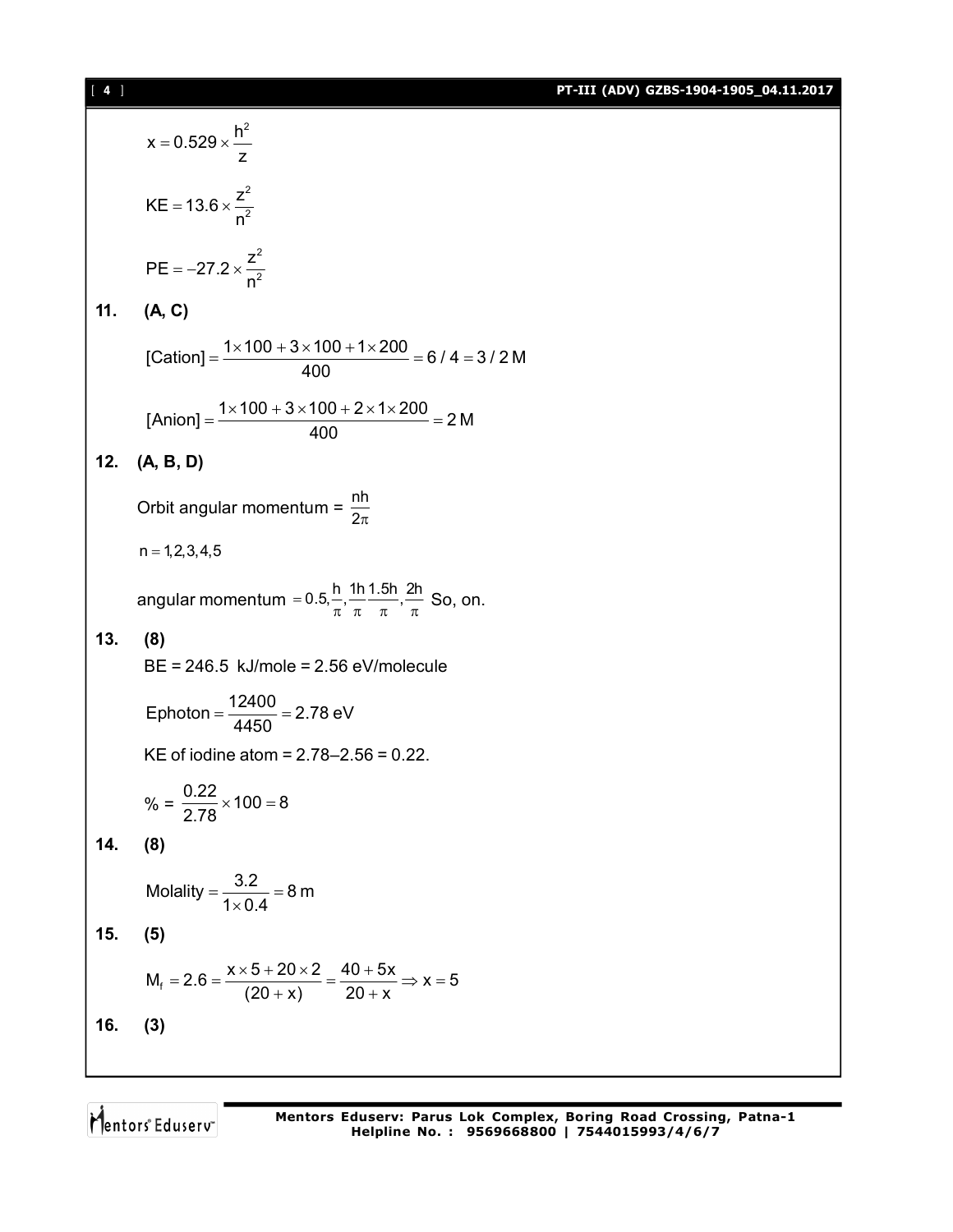$$x = 0.529 \times \frac{h^2}{z}$$

$$KE = 13.6 \times \frac{z^2}{n^2}$$

$$PE = -27.2 \times \frac{z^2}{n^2}$$

**11. (A, C)**

$$[\text{Cation}] = \frac{1 \times 100 + 3 \times 100 + 1 \times 200}{400} = 6/4 = 3/2\,M$$

$$[\text{Anion}] = \frac{1 \times 100 + 3 \times 100 + 2 \times 1 \times 200}{400} = 2\,M$$

**12. (A, B, D)**

Orbit angular momentum = $\frac{nh}{2\pi}$

$n = 1, 2, 3, 4, 5$

angular momentum $= 0.5, \frac{h}{\pi}, \frac{1h}{\pi} \frac{1.5h}{\pi}, \frac{2h}{\pi}$ So, on.

**13. (8)**

BE = 246.5 kJ/mole = 2.56 eV/molecule

$$\text{Ephoton} = \frac{12400}{4450} = 2.78 \text{ eV}$$

KE of iodine atom = 2.78–2.56 = 0.22.

$$\% = \frac{0.22}{2.78} \times 100 = 8$$

**14. (8)**

$$\text{Molality} = \frac{3.2}{1 \times 0.4} = 8\,m$$

**15. (5)**

$$M_f = 2.6 = \frac{x \times 5 + 20 \times 2}{(20 + x)} = \frac{40 + 5x}{20 + x} \Rightarrow x = 5$$

**16. (3)**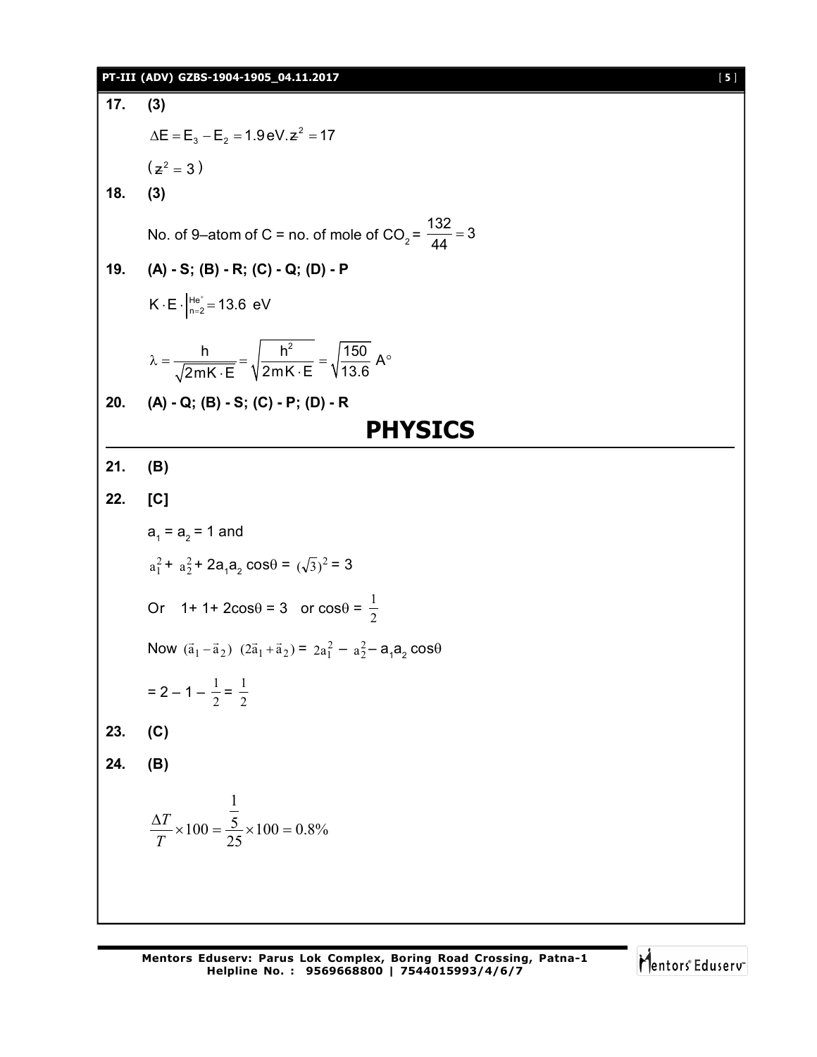**17.** **(3)**

$\Delta E = E_3 - E_2 = 1.9\,eV.z^2 = 17$

$(z^2 = 3)$

**18.** **(3)**

No. of 9–atom of C = no. of mole of $CO_2$ = $\frac{132}{44} = 3$

**19.** **(A) - S; (B) - R; (C) - Q; (D) - P**

$K \cdot E \cdot \Big|_{n=2}^{He^+} = 13.6\ eV$

$$\lambda = \frac{h}{\sqrt{2mK \cdot E}} = \sqrt{\frac{h^2}{2mK \cdot E}} = \sqrt{\frac{150}{13.6}}\ A^\circ$$

**20.** **(A) - Q; (B) - S; (C) - P; (D) - R**

# PHYSICS

**21.** **(B)**

**22.** **[C]**

$a_1 = a_2 = 1$ and

$a_1^2 + a_2^2 + 2a_1a_2 \cos\theta = (\sqrt{3})^2 = 3$

Or $1 + 1 + 2\cos\theta = 3$ or $\cos\theta = \frac{1}{2}$

Now $(\vec{a}_1 - \vec{a}_2)\ (2\vec{a}_1 + \vec{a}_2) = 2a_1^2 - a_2^2 - a_1a_2 \cos\theta$

$= 2 - 1 - \frac{1}{2} = \frac{1}{2}$

**23.** **(C)**

**24.** **(B)**

$$\frac{\Delta T}{T} \times 100 = \frac{\frac{1}{5}}{25} \times 100 = 0.8\%$$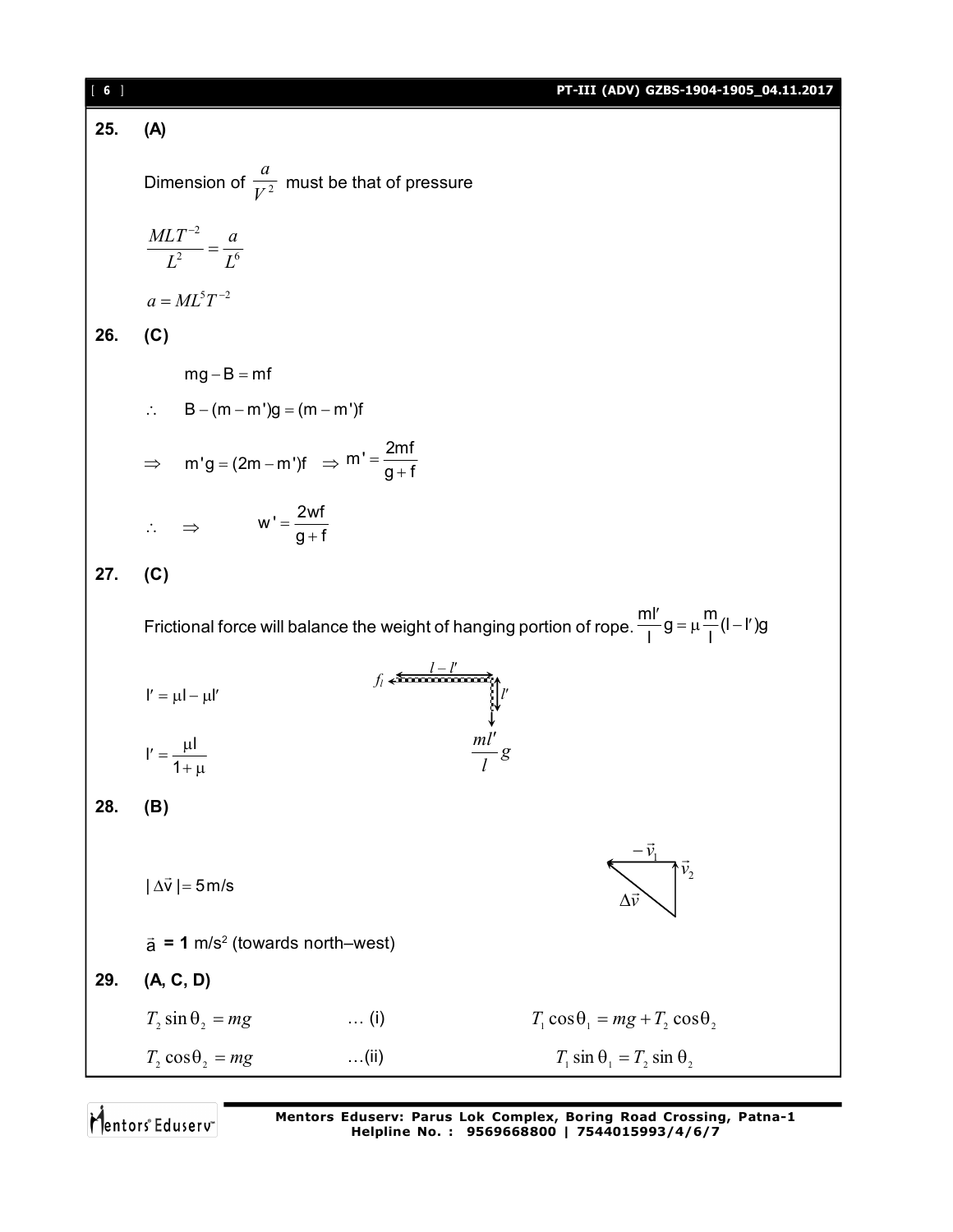**25. (A)**

Dimension of $\frac{a}{V^2}$ must be that of pressure

$$\frac{MLT^{-2}}{L^2} = \frac{a}{L^6}$$

$$a = ML^5T^{-2}$$

**26. (C)**

$$mg - B = mf$$

$$\therefore \quad B - (m - m')g = (m - m')f$$

$$\Rightarrow \quad m'g = (2m - m')f \quad \Rightarrow m' = \frac{2mf}{g + f}$$

$$\therefore \quad \Rightarrow \quad w' = \frac{2wf}{g + f}$$

**27. (C)**

Frictional force will balance the weight of hanging portion of rope. $\frac{ml'}{l}g = \mu \frac{m}{l}(l - l')g$

$$l' = \mu l - \mu l'$$

$$l' = \frac{\mu l}{1 + \mu}$$

**28. (B)**

$$|\Delta \vec{v}| = 5 \text{ m/s}$$

$\vec{a}$ **= 1** m/s$^2$ (towards north–west)

**29. (A, C, D)**

$$T_2 \sin\theta_2 = mg \quad \ldots \text{(i)}$$

$$T_2 \cos\theta_2 = mg \quad \ldots \text{(ii)}$$

$$T_1 \cos\theta_1 = mg + T_2 \cos\theta_2$$

$$T_1 \sin\theta_1 = T_2 \sin\theta_2$$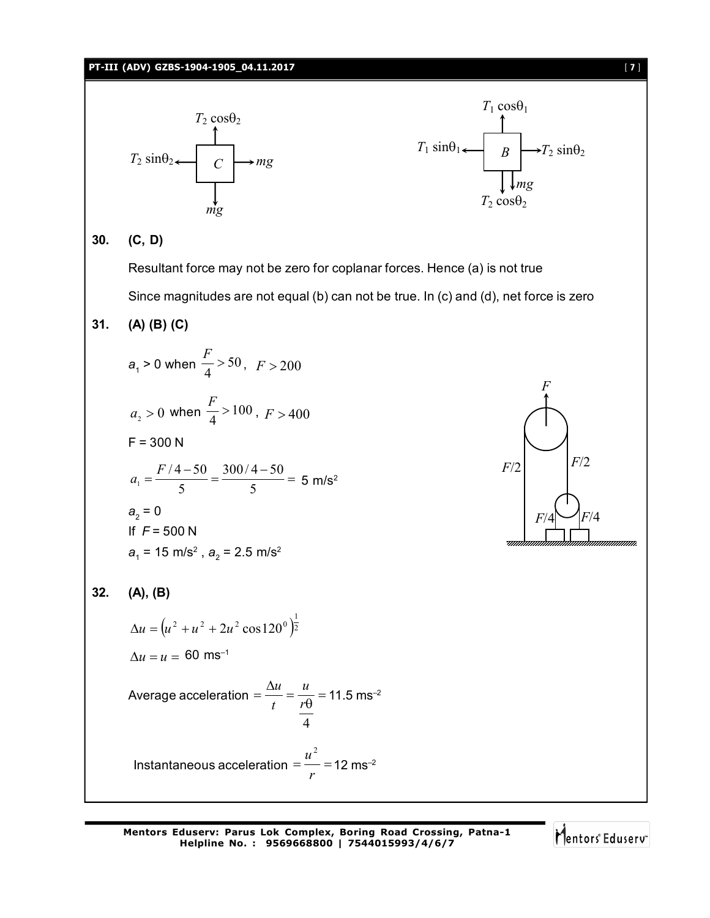**30. (C, D)**

Resultant force may not be zero for coplanar forces. Hence (a) is not true

Since magnitudes are not equal (b) can not be true. In (c) and (d), net force is zero

**31. (A) (B) (C)**

$a_1 > 0$ when $\frac{F}{4} > 50$, $F > 200$

$a_2 > 0$ when $\frac{F}{4} > 100$, $F > 400$

F = 300 N

$$a_1 = \frac{F/4 - 50}{5} = \frac{300/4 - 50}{5} = 5 \text{ m/s}^2$$

$a_2 = 0$

If $F = 500$ N

$a_1 = 15$ m/s$^2$ , $a_2 = 2.5$ m/s$^2$

**32. (A), (B)**

$$\Delta u = \left(u^2 + u^2 + 2u^2 \cos 120^0\right)^{\frac{1}{2}}$$

$$\Delta u = u = 60 \text{ ms}^{-1}$$

$$\text{Average acceleration} = \frac{\Delta u}{t} = \frac{u}{\frac{r\theta}{4}} = 11.5 \text{ ms}^{-2}$$

$$\text{Instantaneous acceleration} = \frac{u^2}{r} = 12 \text{ ms}^{-2}$$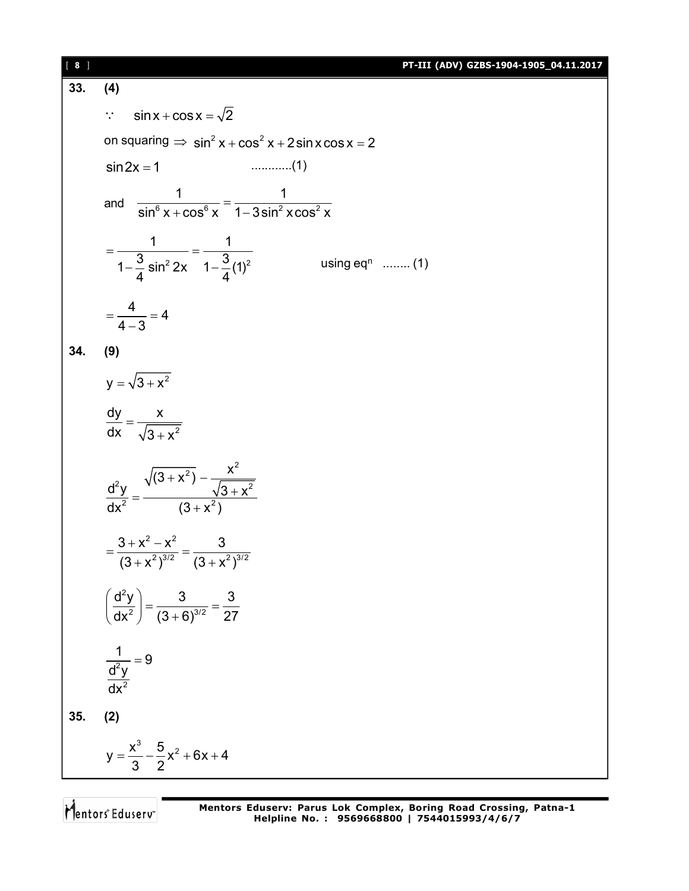**33. (4)**

$\because \quad \sin x + \cos x = \sqrt{2}$

on squaring $\Rightarrow \sin^2 x + \cos^2 x + 2\sin x \cos x = 2$

$\sin 2x = 1 \qquad$ ............(1)

and $\quad \dfrac{1}{\sin^6 x + \cos^6 x} = \dfrac{1}{1 - 3\sin^2 x \cos^2 x}$

$= \dfrac{1}{1 - \frac{3}{4}\sin^2 2x} = \dfrac{1}{1 - \frac{3}{4}(1)^2} \qquad$ using eq$^n$ ........ (1)

$= \dfrac{4}{4-3} = 4$

**34. (9)**

$y = \sqrt{3 + x^2}$

$\dfrac{dy}{dx} = \dfrac{x}{\sqrt{3 + x^2}}$

$$\frac{d^2y}{dx^2} = \frac{\sqrt{(3 + x^2)} - \dfrac{x^2}{\sqrt{3 + x^2}}}{(3 + x^2)}$$

$= \dfrac{3 + x^2 - x^2}{(3 + x^2)^{3/2}} = \dfrac{3}{(3 + x^2)^{3/2}}$

$\left(\dfrac{d^2y}{dx^2}\right) = \dfrac{3}{(3 + 6)^{3/2}} = \dfrac{3}{27}$

$\dfrac{1}{\dfrac{d^2y}{dx^2}} = 9$

**35. (2)**

$y = \dfrac{x^3}{3} - \dfrac{5}{2}x^2 + 6x + 4$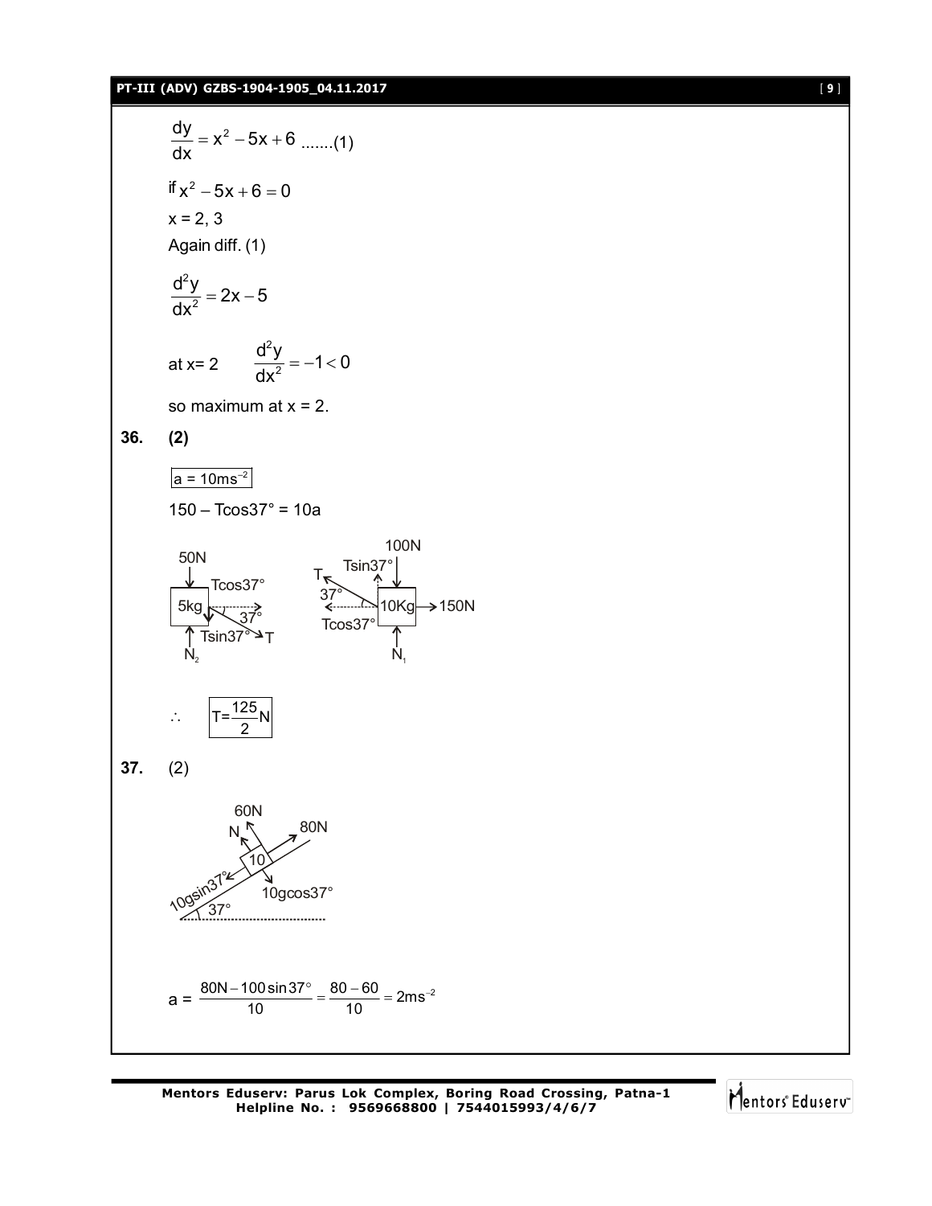$$\frac{dy}{dx} = x^2 - 5x + 6 \text{ .......(1)}$$

if $x^2 - 5x + 6 = 0$

x = 2, 3

Again diff. (1)

$$\frac{d^2y}{dx^2} = 2x - 5$$

at x= 2 $\quad \frac{d^2y}{dx^2} = -1 < 0$

so maximum at x = 2.

**36. (2)**

$\boxed{a = 10ms^{-2}}$

150 – Tcos37° = 10a

50N, Tcos37°, 5kg, 37°, Tsin37°, T, $N_2$

100N, Tsin37°, T, 37°, 10Kg, 150N, Tcos37°, $N_1$

$\therefore \quad \boxed{T = \frac{125}{2} N}$

**37.** (2)

60N, N, 80N, 10, 10gsin37°, 10gcos37°, 37°

$$a = \frac{80N - 100\sin 37°}{10} = \frac{80 - 60}{10} = 2ms^{-2}$$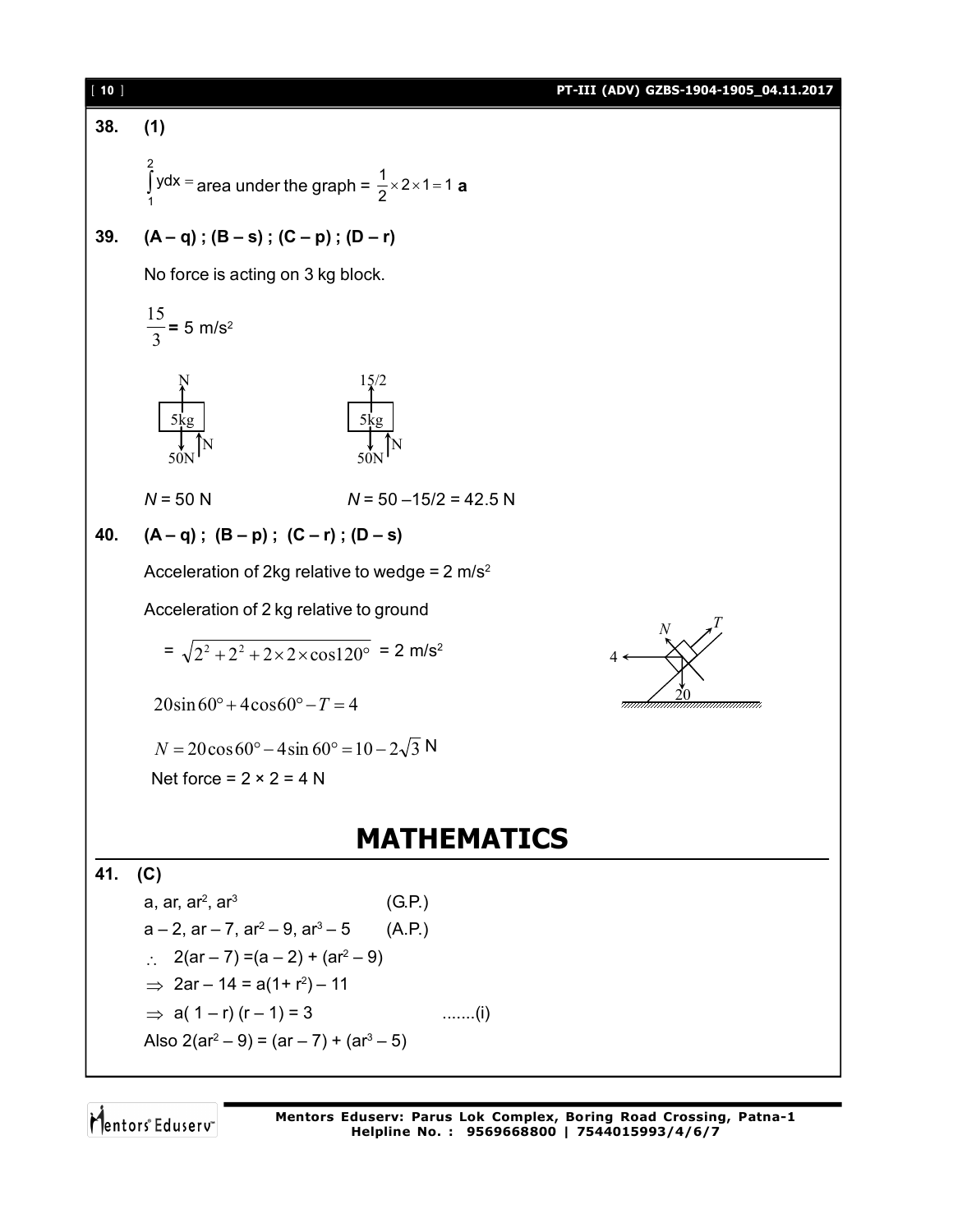**38. (1)**

$\int_1^2 y dx$ = area under the graph = $\frac{1}{2} \times 2 \times 1 = 1$ **a**

**39. (A – q) ; (B – s) ; (C – p) ; (D – r)**

No force is acting on 3 kg block.

$\frac{15}{3}$ **=** 5 m/s²

N = 50 N    N = 50 – 15/2 = 42.5 N

**40. (A – q) ; (B – p) ; (C – r) ; (D – s)**

Acceleration of 2kg relative to wedge = 2 m/s²

Acceleration of 2 kg relative to ground

$= \sqrt{2^2 + 2^2 + 2 \times 2 \times \cos 120°}$ = 2 m/s²

$20 \sin 60° + 4 \cos 60° - T = 4$

$N = 20 \cos 60° - 4 \sin 60° = 10 - 2\sqrt{3}$ N

Net force = 2 × 2 = 4 N

# MATHEMATICS

**41. (C)**

a, ar, ar², ar³ (G.P.)

a – 2, ar – 7, ar² – 9, ar³ – 5 (A.P.)

∴ 2(ar – 7) = (a – 2) + (ar² – 9)

⇒ 2ar – 14 = a(1+ r²) – 11

⇒ a( 1 – r) (r – 1) = 3 .......(i)

Also 2(ar² – 9) = (ar – 7) + (ar³ – 5)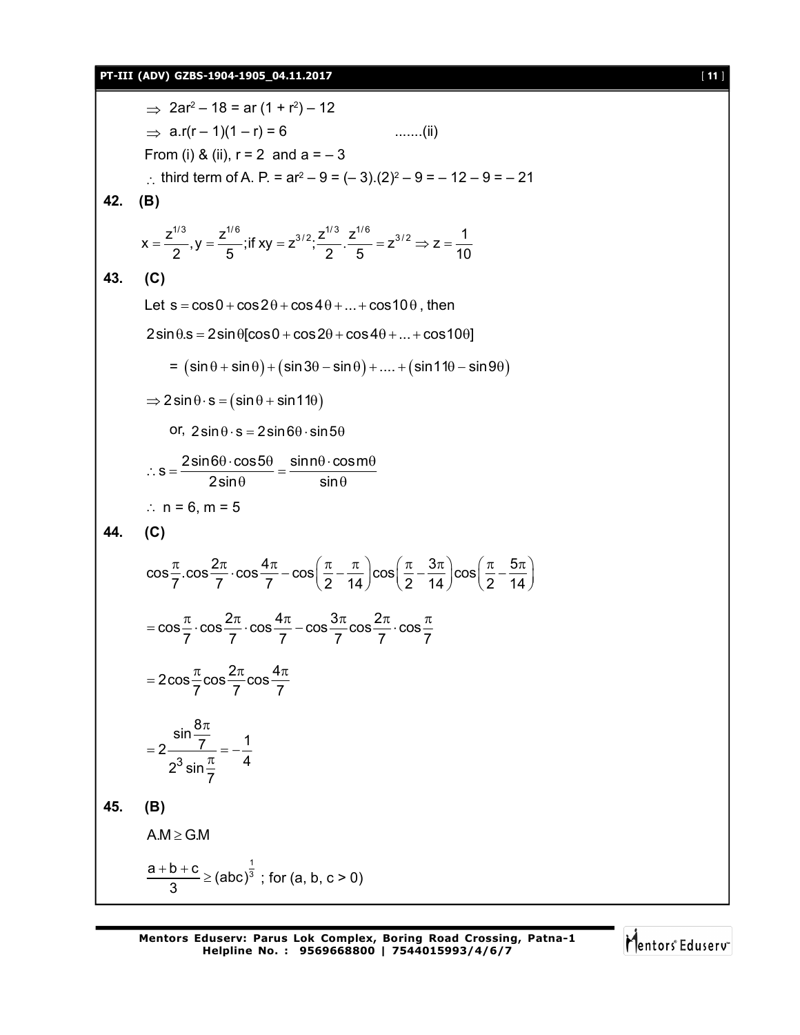$\Rightarrow 2ar^2 - 18 = ar(1 + r^2) - 12$

$\Rightarrow a.r(r - 1)(1 - r) = 6$ .......(ii)

From (i) & (ii), $r = 2$ and $a = -3$

$\therefore$ third term of A. P. $= ar^2 - 9 = (-3).(2)^2 - 9 = -12 - 9 = -21$

**42. (B)**

$$x = \frac{z^{1/3}}{2}, y = \frac{z^{1/6}}{5}; \text{if } xy = z^{3/2}; \frac{z^{1/3}}{2}.\frac{z^{1/6}}{5} = z^{3/2} \Rightarrow z = \frac{1}{10}$$

**43. (C)**

Let $s = \cos 0 + \cos 2\theta + \cos 4\theta + ... + \cos 10\theta$, then

$2\sin\theta.s = 2\sin\theta[\cos 0 + \cos 2\theta + \cos 4\theta + ... + \cos 10\theta]$

$= (\sin\theta + \sin\theta) + (\sin 3\theta - \sin\theta) + .... + (\sin 11\theta - \sin 9\theta)$

$\Rightarrow 2\sin\theta \cdot s = (\sin\theta + \sin 11\theta)$

or, $2\sin\theta \cdot s = 2\sin 6\theta \cdot \sin 5\theta$

$$\therefore s = \frac{2\sin 6\theta \cdot \cos 5\theta}{2\sin\theta} = \frac{\sin n\theta \cdot \cos m\theta}{\sin\theta}$$

$\therefore$ n = 6, m = 5

**44. (C)**

$$\cos\frac{\pi}{7}.\cos\frac{2\pi}{7} \cdot \cos\frac{4\pi}{7} - \cos\left(\frac{\pi}{2} - \frac{\pi}{14}\right)\cos\left(\frac{\pi}{2} - \frac{3\pi}{14}\right)\cos\left(\frac{\pi}{2} - \frac{5\pi}{14}\right)$$

$$= \cos\frac{\pi}{7} \cdot \cos\frac{2\pi}{7} \cdot \cos\frac{4\pi}{7} - \cos\frac{3\pi}{7}\cos\frac{2\pi}{7} \cdot \cos\frac{\pi}{7}$$

$$= 2\cos\frac{\pi}{7}\cos\frac{2\pi}{7}\cos\frac{4\pi}{7}$$

$$= 2\frac{\sin\frac{8\pi}{7}}{2^3\sin\frac{\pi}{7}} = -\frac{1}{4}$$

**45. (B)**

A.M $\geq$ G.M

$\frac{a+b+c}{3} \geq (abc)^{\frac{1}{3}}$ ; for (a, b, c > 0)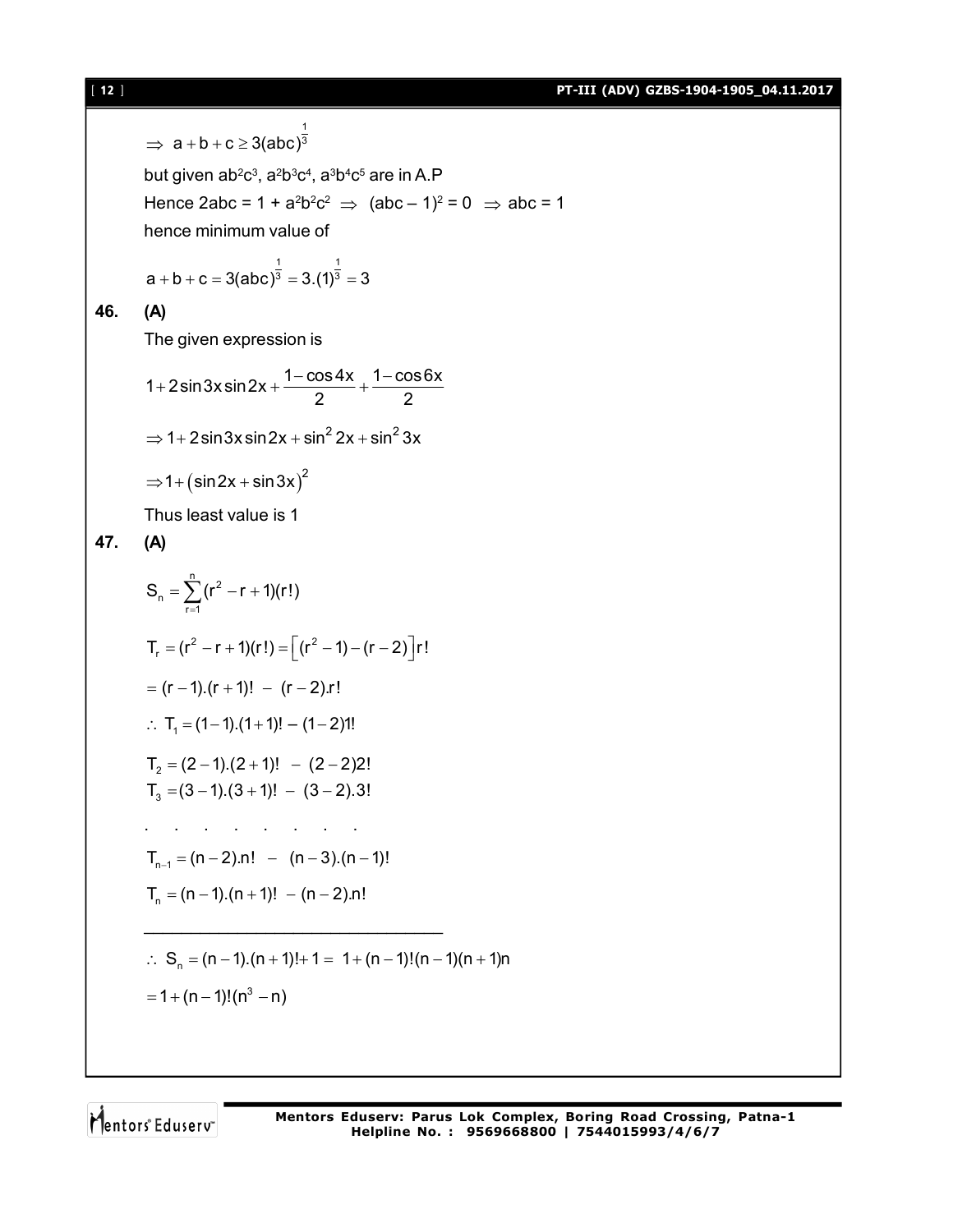$$\Rightarrow \; a+b+c \geq 3(abc)^{\frac{1}{3}}$$

but given $ab^2c^3$, $a^2b^3c^4$, $a^3b^4c^5$ are in A.P

Hence $2abc = 1 + a^2b^2c^2 \;\Rightarrow\; (abc-1)^2 = 0 \;\Rightarrow\; abc = 1$

hence minimum value of

$$a+b+c = 3(abc)^{\frac{1}{3}} = 3.(1)^{\frac{1}{3}} = 3$$

**46. (A)**

The given expression is

$$1+2\sin 3x \sin 2x + \frac{1-\cos 4x}{2} + \frac{1-\cos 6x}{2}$$

$$\Rightarrow 1+2\sin 3x \sin 2x + \sin^2 2x + \sin^2 3x$$

$$\Rightarrow 1+\left(\sin 2x + \sin 3x\right)^2$$

Thus least value is 1

**47. (A)**

$$S_n = \sum_{r=1}^{n} (r^2 - r + 1)(r!)$$

$$T_r = (r^2 - r + 1)(r!) = \left[(r^2-1)-(r-2)\right]r!$$

$$= (r-1).(r+1)! \; - \; (r-2).r!$$

$$\therefore\; T_1 = (1-1).(1+1)! - (1-2)1!$$

$$T_2 = (2-1).(2+1)! \; - \; (2-2)2!$$

$$T_3 = (3-1).(3+1)! \; - \; (3-2).3!$$

. . . . . . . .

$$T_{n-1} = (n-2).n! \; - \; (n-3).(n-1)!$$

$$T_n = (n-1).(n+1)! \; - (n-2).n!$$

---

$$\therefore\; S_n = (n-1).(n+1)! + 1 = \; 1+(n-1)!(n-1)(n+1)n$$

$$= 1+(n-1)!(n^3-n)$$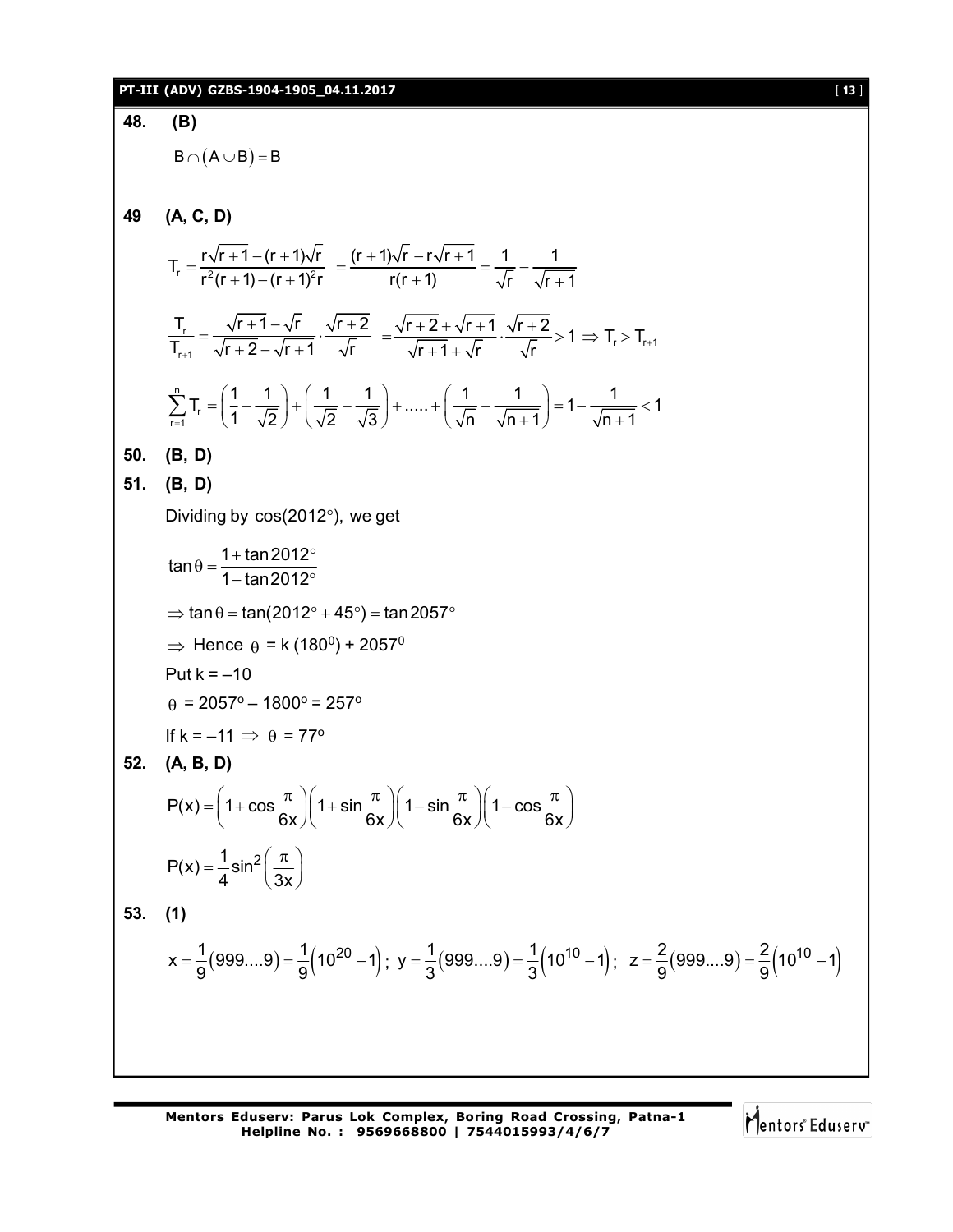**48. (B)**

$B \cap (A \cup B) = B$

**49 (A, C, D)**

$$T_r = \frac{r\sqrt{r+1}-(r+1)\sqrt{r}}{r^2(r+1)-(r+1)^2 r} = \frac{(r+1)\sqrt{r}-r\sqrt{r+1}}{r(r+1)} = \frac{1}{\sqrt{r}} - \frac{1}{\sqrt{r+1}}$$

$$\frac{T_r}{T_{r+1}} = \frac{\sqrt{r+1}-\sqrt{r}}{\sqrt{r+2}-\sqrt{r+1}} \cdot \frac{\sqrt{r+2}}{\sqrt{r}} = \frac{\sqrt{r+2}+\sqrt{r+1}}{\sqrt{r+1}+\sqrt{r}} \cdot \frac{\sqrt{r+2}}{\sqrt{r}} > 1 \Rightarrow T_r > T_{r+1}$$

$$\sum_{r=1}^{n} T_r = \left(\frac{1}{1} - \frac{1}{\sqrt{2}}\right) + \left(\frac{1}{\sqrt{2}} - \frac{1}{\sqrt{3}}\right) + \ldots\ldots + \left(\frac{1}{\sqrt{n}} - \frac{1}{\sqrt{n+1}}\right) = 1 - \frac{1}{\sqrt{n+1}} < 1$$

**50. (B, D)**

**51. (B, D)**

Dividing by $\cos(2012°)$, we get

$$\tan\theta = \frac{1+\tan 2012°}{1-\tan 2012°}$$

$\Rightarrow \tan\theta = \tan(2012° + 45°) = \tan 2057°$

$\Rightarrow$ Hence $\theta = k\,(180^0) + 2057^0$

Put $k = -10$

$\theta = 2057° - 1800° = 257°$

If $k = -11 \Rightarrow \theta = 77°$

**52. (A, B, D)**

$$P(x) = \left(1+\cos\frac{\pi}{6x}\right)\left(1+\sin\frac{\pi}{6x}\right)\left(1-\sin\frac{\pi}{6x}\right)\left(1-\cos\frac{\pi}{6x}\right)$$

$$P(x) = \frac{1}{4}\sin^2\left(\frac{\pi}{3x}\right)$$

**53. (1)**

$$x = \frac{1}{9}(999....9) = \frac{1}{9}\left(10^{20}-1\right);\ y = \frac{1}{3}(999....9) = \frac{1}{3}\left(10^{10}-1\right);\ z = \frac{2}{9}(999....9) = \frac{2}{9}\left(10^{10}-1\right)$$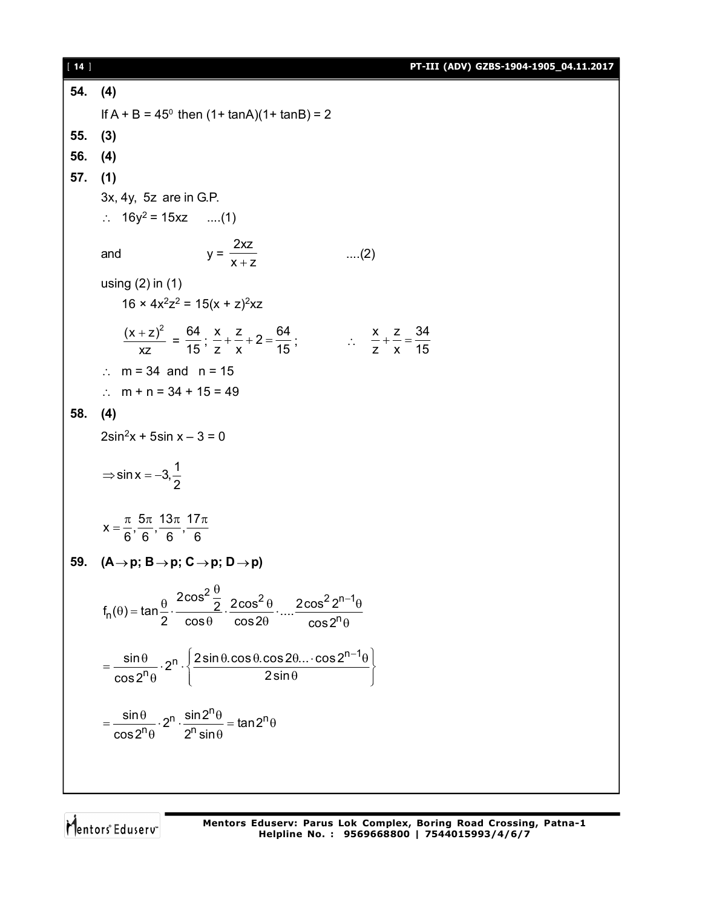**54. (4)**

If A + B = $45^0$ then (1+ tanA)(1+ tanB) = 2

**55. (3)**

**56. (4)**

**57. (1)**

3x, 4y, 5z are in G.P.

$\therefore \;\; 16y^2 = 15xz \quad ....(1)$

and $\qquad y = \dfrac{2xz}{x+z} \qquad ....(2)$

using (2) in (1)

$16 \times 4x^2z^2 = 15(x + z)^2xz$

$\dfrac{(x+z)^2}{xz} = \dfrac{64}{15}$; $\dfrac{x}{z}+\dfrac{z}{x}+2=\dfrac{64}{15}$; $\qquad \therefore \;\; \dfrac{x}{z}+\dfrac{z}{x}=\dfrac{34}{15}$

$\therefore \;\; m = 34$ and $n = 15$

$\therefore \;\; m + n = 34 + 15 = 49$

**58. (4)**

$2\sin^2 x + 5\sin x - 3 = 0$

$\Rightarrow \sin x = -3, \dfrac{1}{2}$

$x = \dfrac{\pi}{6}, \dfrac{5\pi}{6}, \dfrac{13\pi}{6}, \dfrac{17\pi}{6}$

**59. (A→p; B→p; C→p; D→p)**

$$f_n(\theta) = \tan\frac{\theta}{2}\cdot\frac{2\cos^2\frac{\theta}{2}}{\cos\theta}\cdot\frac{2\cos^2\theta}{\cos 2\theta}\cdot....\frac{2\cos^2 2^{n-1}\theta}{\cos 2^n\theta}$$

$$= \frac{\sin\theta}{\cos 2^n\theta}\cdot 2^n\cdot\left\{\frac{2\sin\theta.\cos\theta.\cos 2\theta...\cdot\cos 2^{n-1}\theta}{2\sin\theta}\right\}$$

$$= \frac{\sin\theta}{\cos 2^n\theta}\cdot 2^n\cdot\frac{\sin 2^n\theta}{2^n\sin\theta} = \tan 2^n\theta$$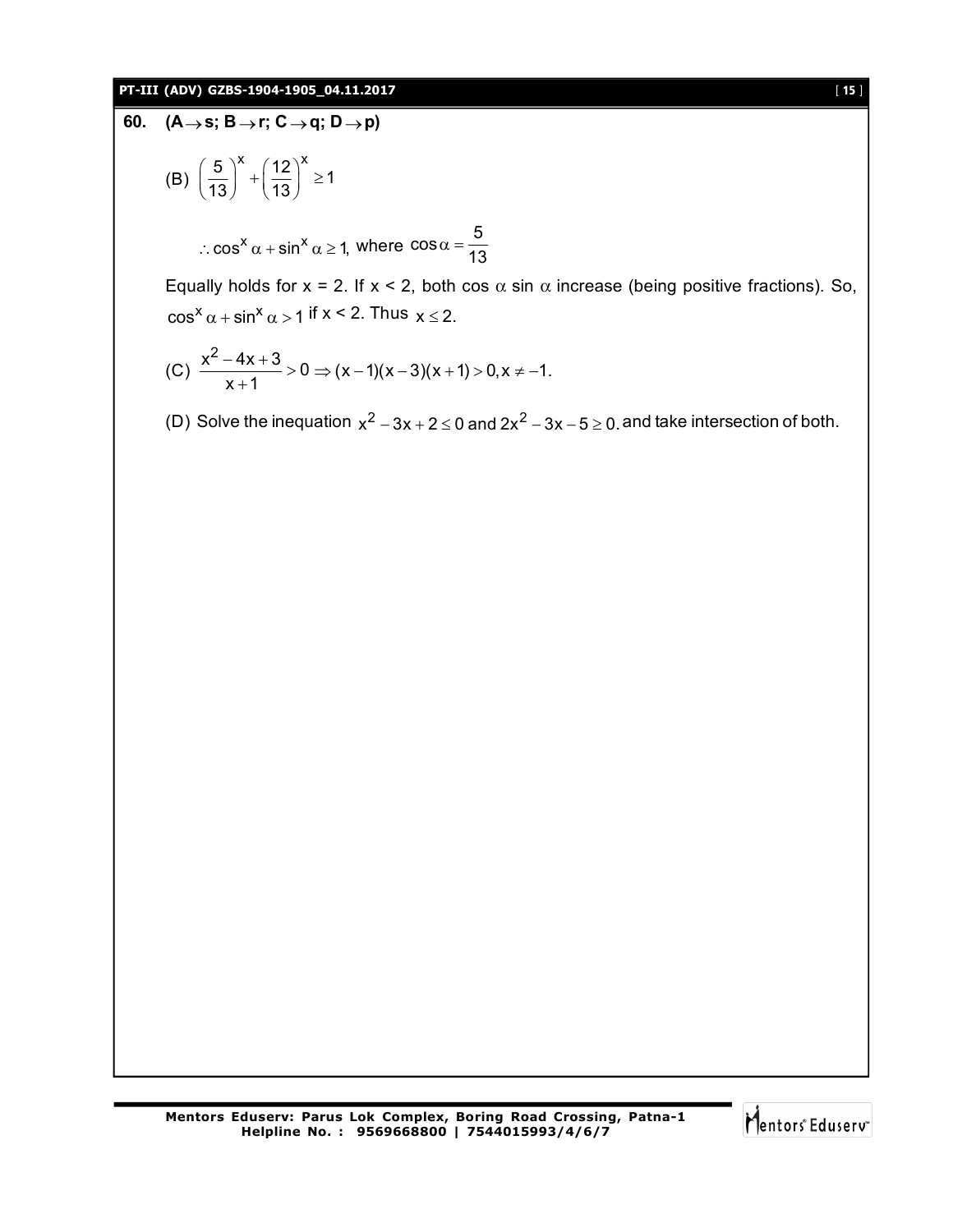**60. (A → s; B → r; C → q; D → p)**

(B) $\left(\frac{5}{13}\right)^x + \left(\frac{12}{13}\right)^x \geq 1$

$\therefore \cos^x \alpha + \sin^x \alpha \geq 1$, where $\cos\alpha = \frac{5}{13}$

Equally holds for x = 2. If x < 2, both cos $\alpha$ sin $\alpha$ increase (being positive fractions). So, $\cos^x \alpha + \sin^x \alpha > 1$ if x < 2. Thus $x \leq 2$.

(C) $\frac{x^2 - 4x + 3}{x+1} > 0 \Rightarrow (x-1)(x-3)(x+1) > 0, x \neq -1.$

(D) Solve the inequation $x^2 - 3x + 2 \leq 0$ and $2x^2 - 3x - 5 \geq 0$. and take intersection of both.